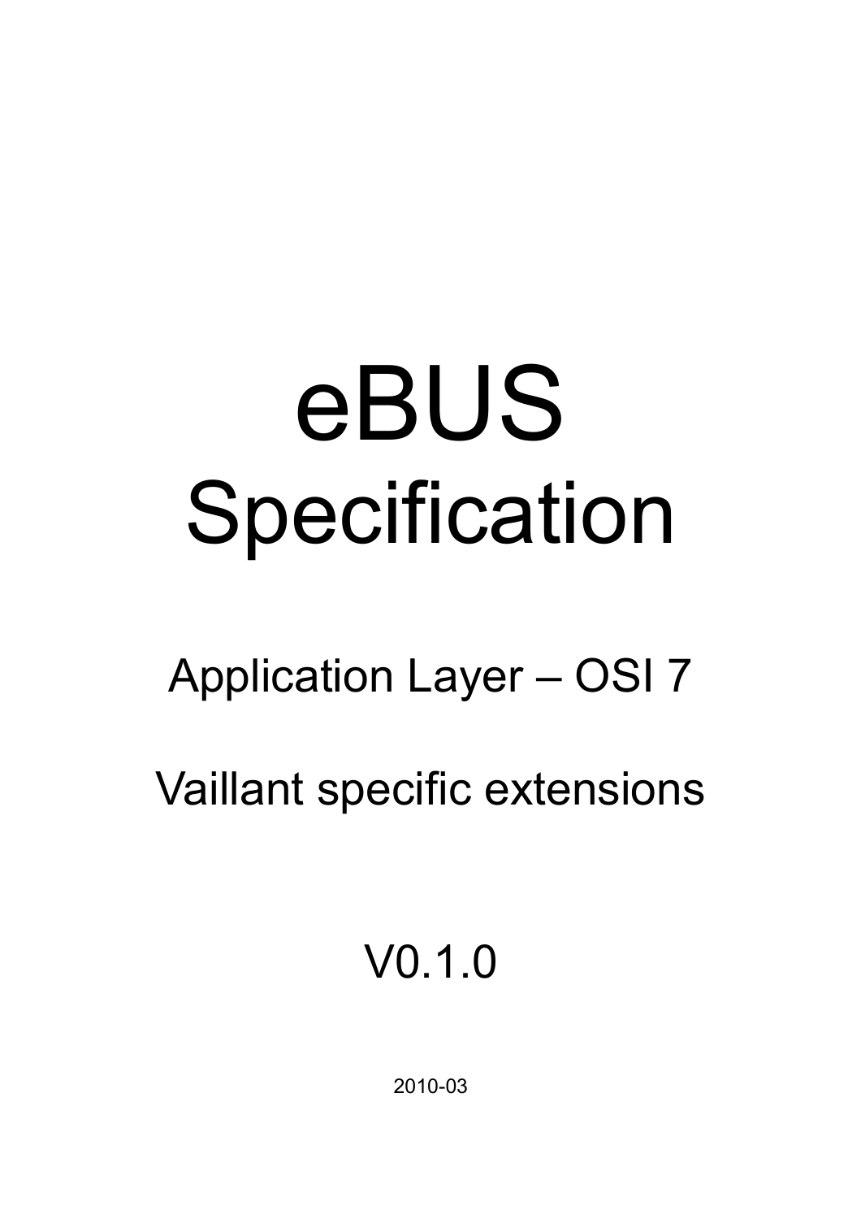# eBUS Specification

## Application Layer – OSI 7

## Vaillant specific extensions

V0.1.0

2010-03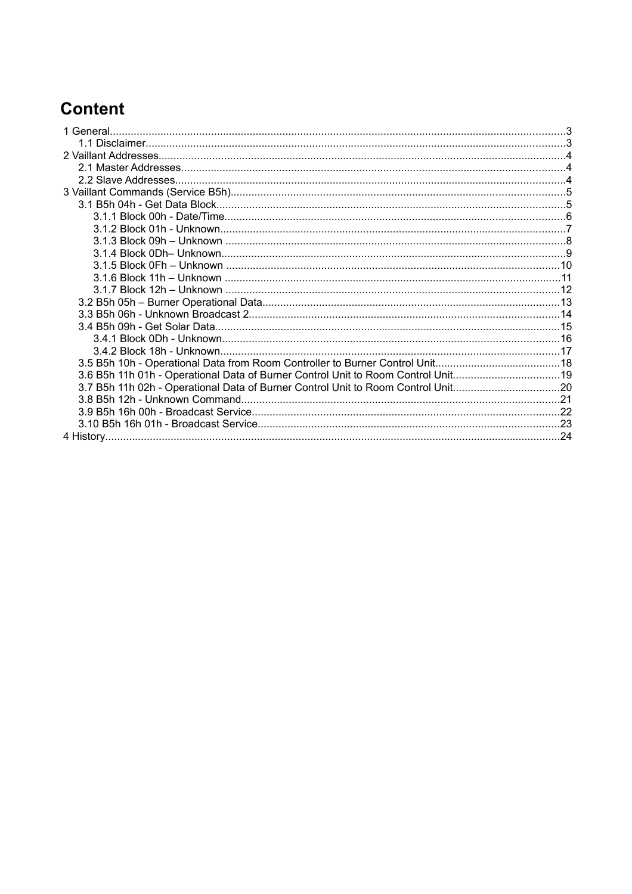# Content

- 1 General ... 3
  - 1.1 Disclaimer ... 3
- 2 Vaillant Addresses ... 4
  - 2.1 Master Addresses ... 4
  - 2.2 Slave Addresses ... 4
- 3 Vaillant Commands (Service B5h) ... 5
  - 3.1 B5h 04h - Get Data Block ... 5
    - 3.1.1 Block 00h - Date/Time ... 6
    - 3.1.2 Block 01h - Unknown ... 7
    - 3.1.3 Block 09h – Unknown ... 8
    - 3.1.4 Block 0Dh– Unknown ... 9
    - 3.1.5 Block 0Fh – Unknown ... 10
    - 3.1.6 Block 11h – Unknown ... 11
    - 3.1.7 Block 12h – Unknown ... 12
  - 3.2 B5h 05h – Burner Operational Data ... 13
  - 3.3 B5h 06h - Unknown Broadcast 2 ... 14
  - 3.4 B5h 09h - Get Solar Data ... 15
    - 3.4.1 Block 0Dh - Unknown ... 16
    - 3.4.2 Block 18h - Unknown ... 17
  - 3.5 B5h 10h - Operational Data from Room Controller to Burner Control Unit ... 18
  - 3.6 B5h 11h 01h - Operational Data of Burner Control Unit to Room Control Unit ... 19
  - 3.7 B5h 11h 02h - Operational Data of Burner Control Unit to Room Control Unit ... 20
  - 3.8 B5h 12h - Unknown Command ... 21
  - 3.9 B5h 16h 00h - Broadcast Service ... 22
  - 3.10 B5h 16h 01h - Broadcast Service ... 23
- 4 History ... 24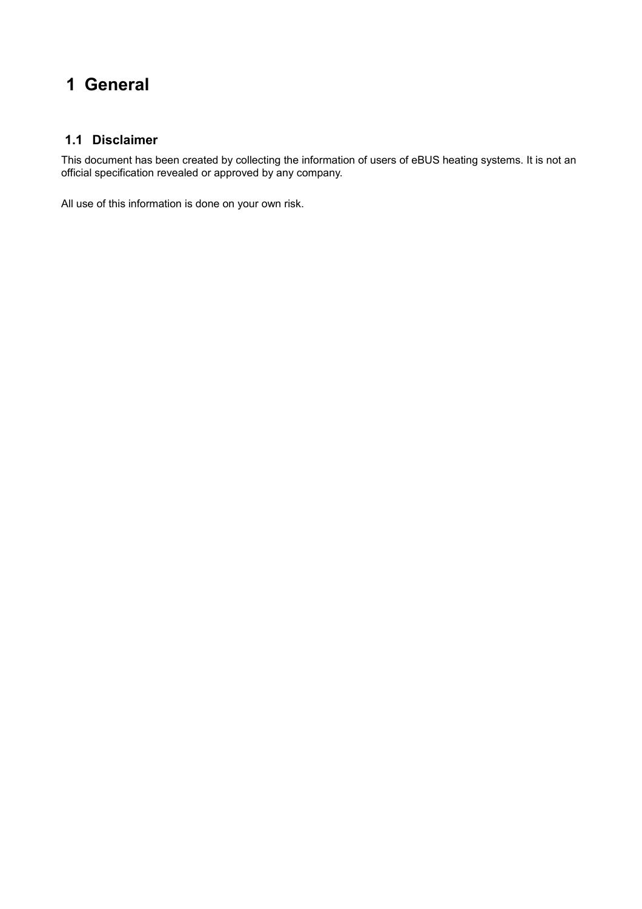# 1 General

## 1.1 Disclaimer

This document has been created by collecting the information of users of eBUS heating systems. It is not an official specification revealed or approved by any company.

All use of this information is done on your own risk.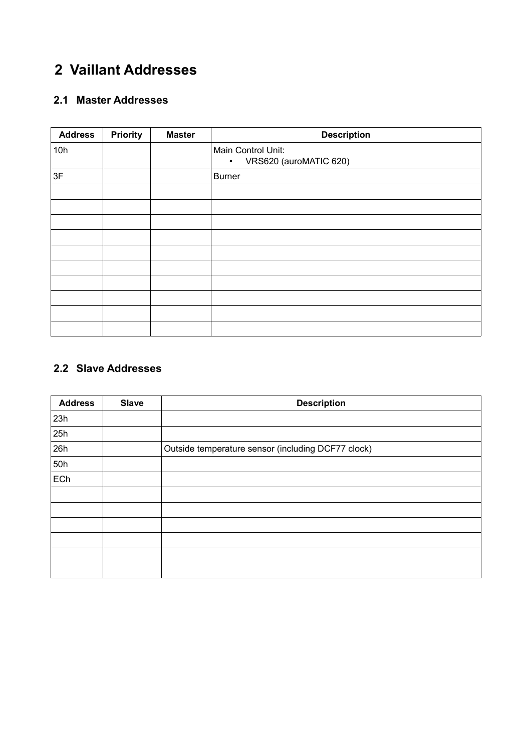# 2 Vaillant Addresses

## 2.1 Master Addresses

| Address | Priority | Master | Description |
|---|---|---|---|
| 10h | | | Main Control Unit:<br>• VRS620 (auroMATIC 620) |
| 3F | | | Burner |
| | | | |
| | | | |
| | | | |
| | | | |
| | | | |
| | | | |
| | | | |
| | | | |
| | | | |
| | | | |

## 2.2 Slave Addresses

| Address | Slave | Description |
|---|---|---|
| 23h | | |
| 25h | | |
| 26h | | Outside temperature sensor (including DCF77 clock) |
| 50h | | |
| ECh | | |
| | | |
| | | |
| | | |
| | | |
| | | |
| | | |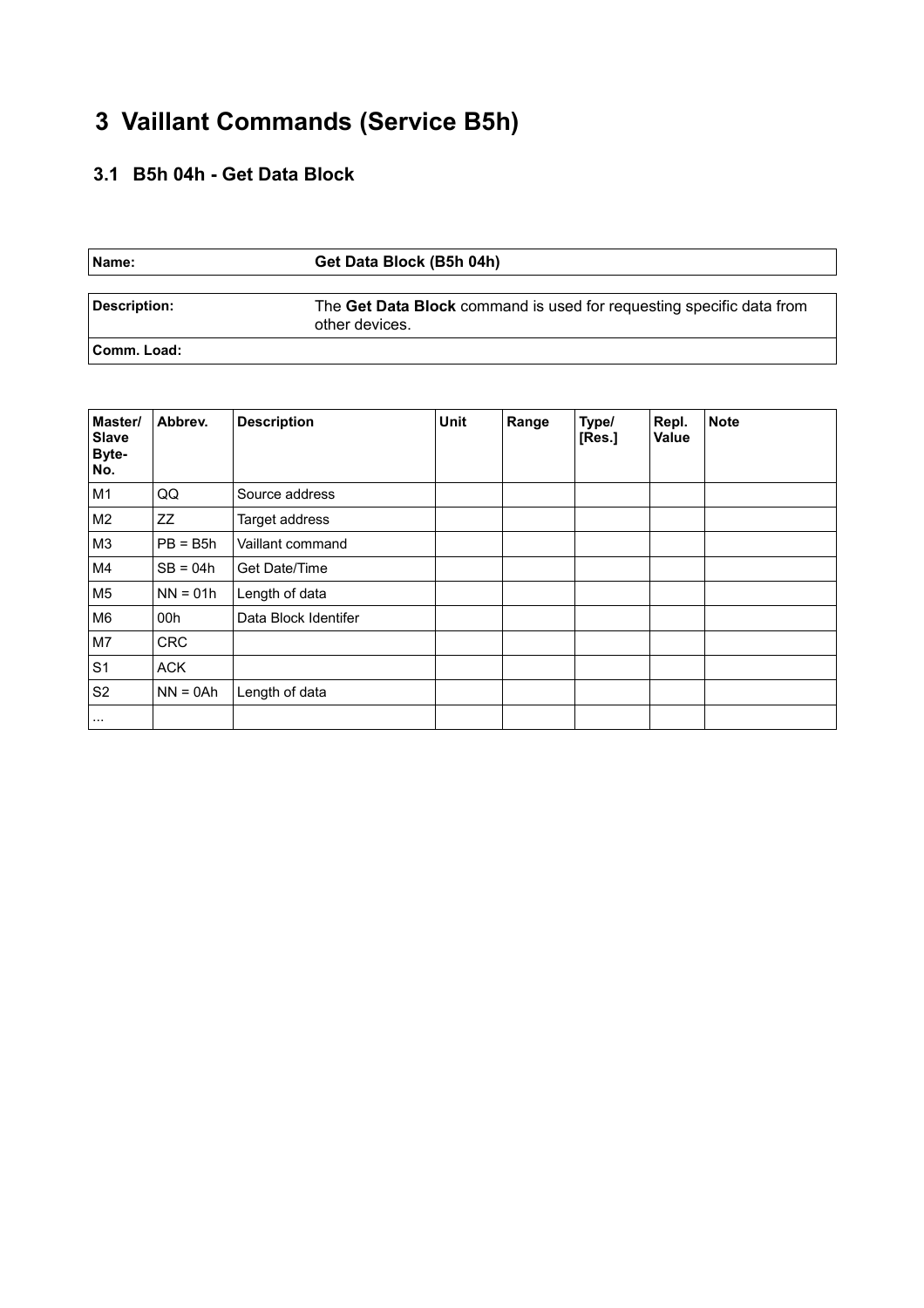# 3 Vaillant Commands (Service B5h)

## 3.1 B5h 04h - Get Data Block

| **Name:** | **Get Data Block (B5h 04h)** |
|---|---|

| **Description:** | The **Get Data Block** command is used for requesting specific data from other devices. |
|---|---|
| **Comm. Load:** | |

| Master/ Slave Byte-No. | Abbrev. | Description | Unit | Range | Type/ [Res.] | Repl. Value | Note |
|---|---|---|---|---|---|---|---|
| M1 | QQ | Source address | | | | | |
| M2 | ZZ | Target address | | | | | |
| M3 | PB = B5h | Vaillant command | | | | | |
| M4 | SB = 04h | Get Date/Time | | | | | |
| M5 | NN = 01h | Length of data | | | | | |
| M6 | 00h | Data Block Identifer | | | | | |
| M7 | CRC | | | | | | |
| S1 | ACK | | | | | | |
| S2 | NN = 0Ah | Length of data | | | | | |
| ... | | | | | | | |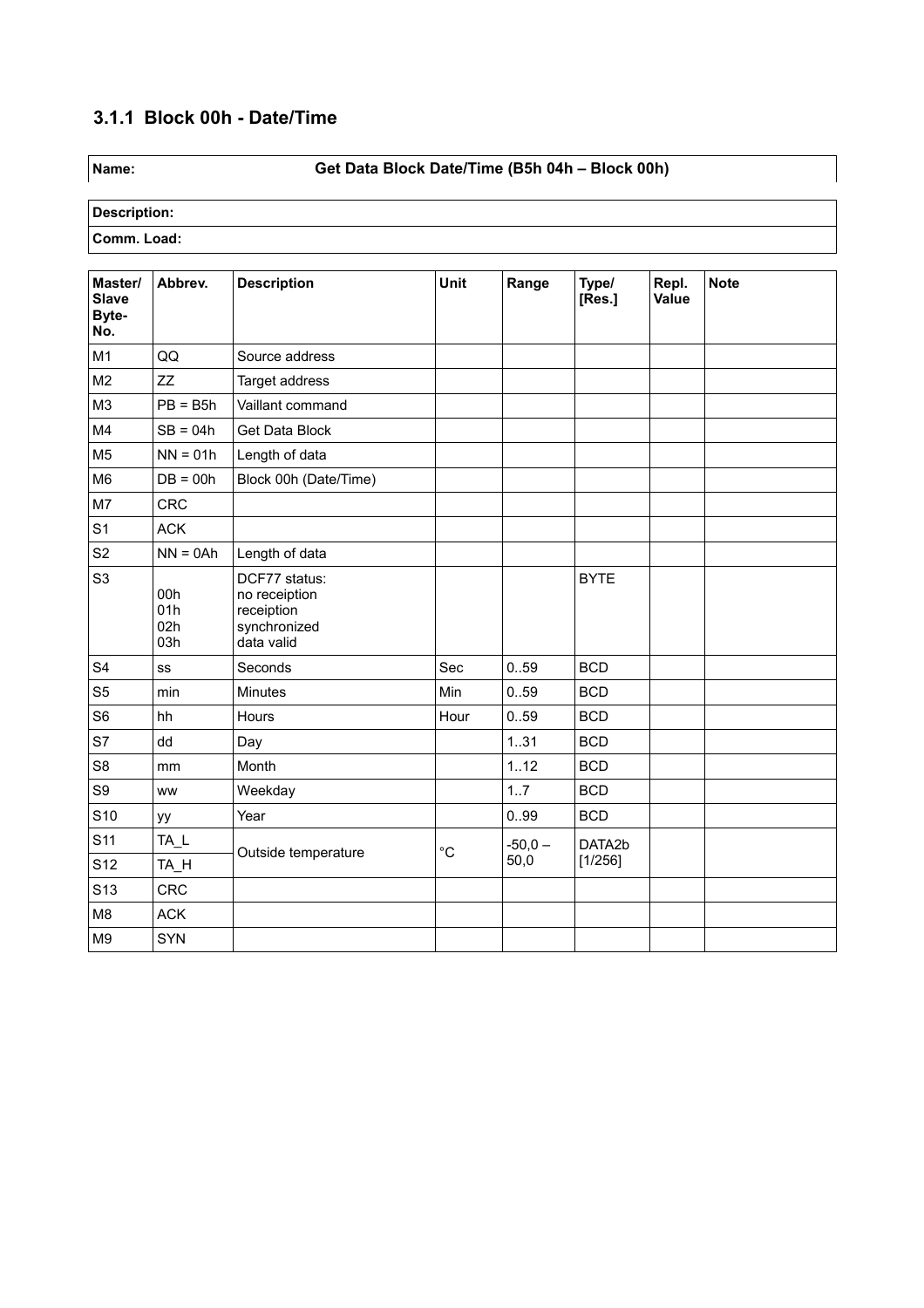### 3.1.1 Block 00h - Date/Time

| **Name:** | **Get Data Block Date/Time (B5h 04h – Block 00h)** |
|---|---|

| **Description:** |
|---|
| **Comm. Load:** |

| Master/ Slave Byte-No. | Abbrev. | Description | Unit | Range | Type/ [Res.] | Repl. Value | Note |
|---|---|---|---|---|---|---|---|
| M1 | QQ | Source address | | | | | |
| M2 | ZZ | Target address | | | | | |
| M3 | PB = B5h | Vaillant command | | | | | |
| M4 | SB = 04h | Get Data Block | | | | | |
| M5 | NN = 01h | Length of data | | | | | |
| M6 | DB = 00h | Block 00h (Date/Time) | | | | | |
| M7 | CRC | | | | | | |
| S1 | ACK | | | | | | |
| S2 | NN = 0Ah | Length of data | | | | | |
| S3 | <br>00h<br>01h<br>02h<br>03h | DCF77 status:<br>no receiption<br>receiption<br>synchronized<br>data valid | | | BYTE | | |
| S4 | ss | Seconds | Sec | 0..59 | BCD | | |
| S5 | min | Minutes | Min | 0..59 | BCD | | |
| S6 | hh | Hours | Hour | 0..59 | BCD | | |
| S7 | dd | Day | | 1..31 | BCD | | |
| S8 | mm | Month | | 1..12 | BCD | | |
| S9 | ww | Weekday | | 1..7 | BCD | | |
| S10 | yy | Year | | 0..99 | BCD | | |
| S11 | TA_L | Outside temperature | °C | -50,0 – 50,0 | DATA2b [1/256] | | |
| S12 | TA_H | | | | | | |
| S13 | CRC | | | | | | |
| M8 | ACK | | | | | | |
| M9 | SYN | | | | | | |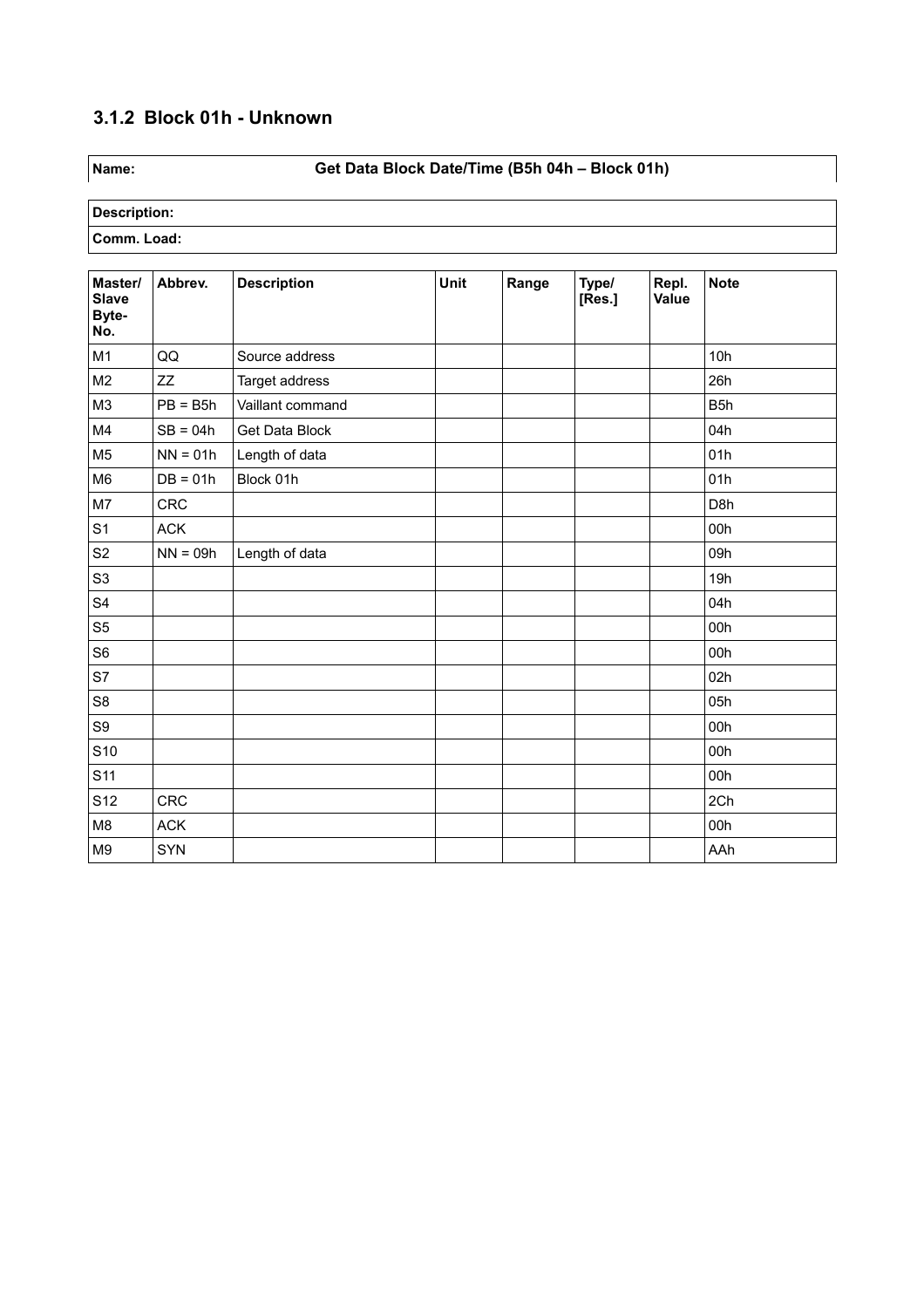### 3.1.2 Block 01h - Unknown

| **Name:** | **Get Data Block Date/Time (B5h 04h – Block 01h)** |
|---|---|

| **Description:** |
|---|
| **Comm. Load:** |

| Master/ Slave Byte- No. | Abbrev. | Description | Unit | Range | Type/ [Res.] | Repl. Value | Note |
|---|---|---|---|---|---|---|---|
| M1 | QQ | Source address | | | | | 10h |
| M2 | ZZ | Target address | | | | | 26h |
| M3 | PB = B5h | Vaillant command | | | | | B5h |
| M4 | SB = 04h | Get Data Block | | | | | 04h |
| M5 | NN = 01h | Length of data | | | | | 01h |
| M6 | DB = 01h | Block 01h | | | | | 01h |
| M7 | CRC | | | | | | D8h |
| S1 | ACK | | | | | | 00h |
| S2 | NN = 09h | Length of data | | | | | 09h |
| S3 | | | | | | | 19h |
| S4 | | | | | | | 04h |
| S5 | | | | | | | 00h |
| S6 | | | | | | | 00h |
| S7 | | | | | | | 02h |
| S8 | | | | | | | 05h |
| S9 | | | | | | | 00h |
| S10 | | | | | | | 00h |
| S11 | | | | | | | 00h |
| S12 | CRC | | | | | | 2Ch |
| M8 | ACK | | | | | | 00h |
| M9 | SYN | | | | | | AAh |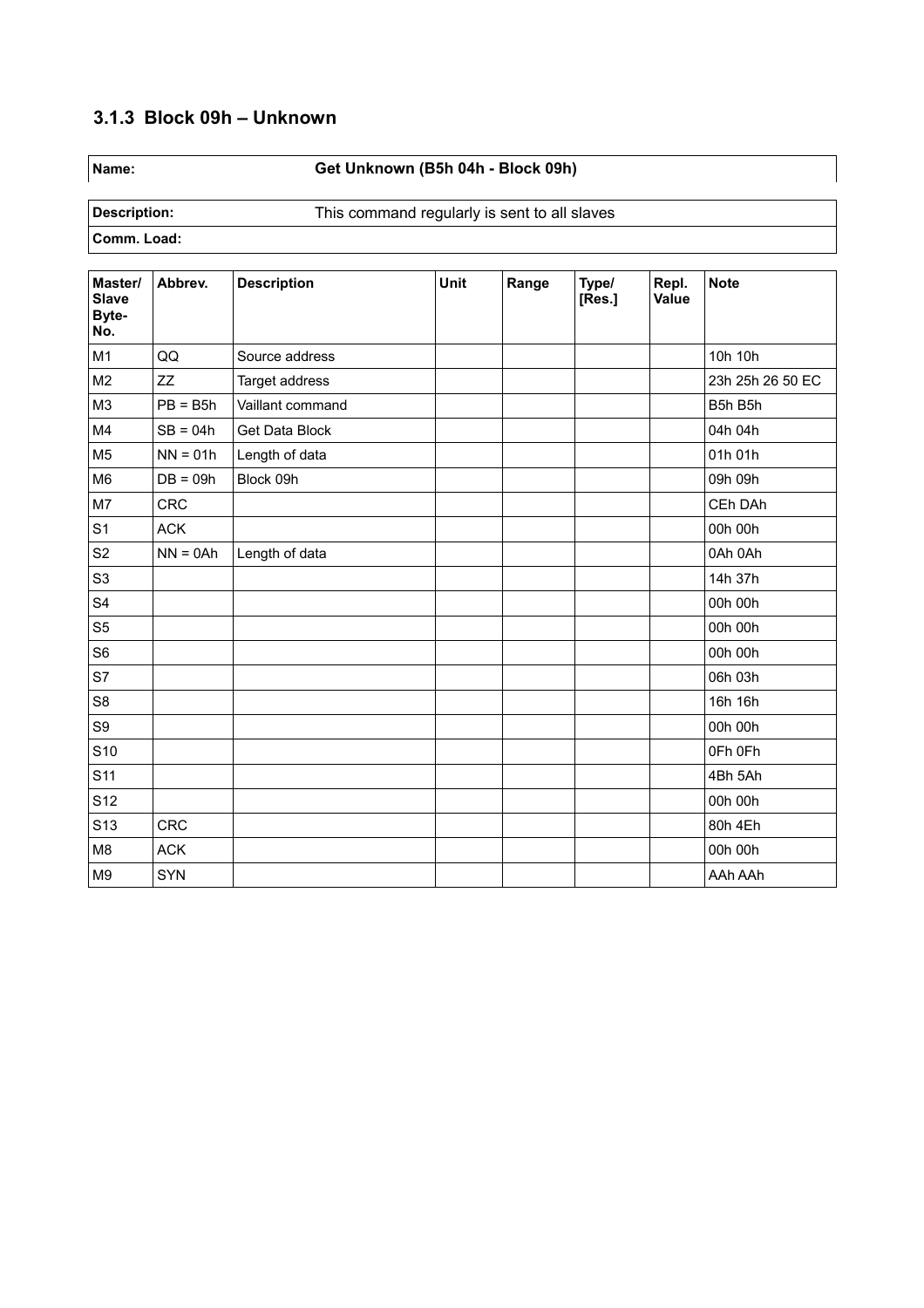### 3.1.3 Block 09h – Unknown

| **Name:** | **Get Unknown (B5h 04h - Block 09h)** |
|---|---|
| **Description:** | This command regularly is sent to all slaves |
| **Comm. Load:** | |

| Master/ Slave Byte-No. | Abbrev. | Description | Unit | Range | Type/ [Res.] | Repl. Value | Note |
|---|---|---|---|---|---|---|---|
| M1 | QQ | Source address | | | | | 10h 10h |
| M2 | ZZ | Target address | | | | | 23h 25h 26 50 EC |
| M3 | PB = B5h | Vaillant command | | | | | B5h B5h |
| M4 | SB = 04h | Get Data Block | | | | | 04h 04h |
| M5 | NN = 01h | Length of data | | | | | 01h 01h |
| M6 | DB = 09h | Block 09h | | | | | 09h 09h |
| M7 | CRC | | | | | | CEh DAh |
| S1 | ACK | | | | | | 00h 00h |
| S2 | NN = 0Ah | Length of data | | | | | 0Ah 0Ah |
| S3 | | | | | | | 14h 37h |
| S4 | | | | | | | 00h 00h |
| S5 | | | | | | | 00h 00h |
| S6 | | | | | | | 00h 00h |
| S7 | | | | | | | 06h 03h |
| S8 | | | | | | | 16h 16h |
| S9 | | | | | | | 00h 00h |
| S10 | | | | | | | 0Fh 0Fh |
| S11 | | | | | | | 4Bh 5Ah |
| S12 | | | | | | | 00h 00h |
| S13 | CRC | | | | | | 80h 4Eh |
| M8 | ACK | | | | | | 00h 00h |
| M9 | SYN | | | | | | AAh AAh |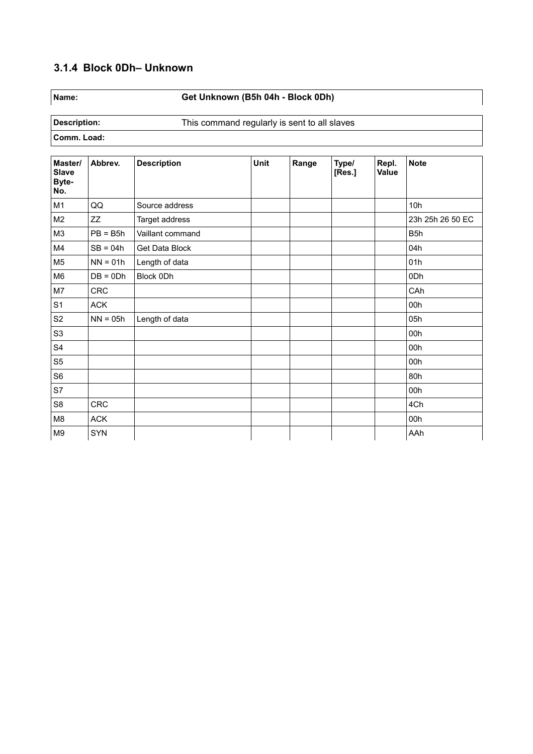### 3.1.4 Block 0Dh– Unknown

| **Name:** | **Get Unknown (B5h 04h - Block 0Dh)** |
|---|---|

| **Description:** | This command regularly is sent to all slaves |
|---|---|
| **Comm. Load:** | |

| Master/ Slave Byte-No. | Abbrev. | Description | Unit | Range | Type/ [Res.] | Repl. Value | Note |
|---|---|---|---|---|---|---|---|
| M1 | QQ | Source address | | | | | 10h |
| M2 | ZZ | Target address | | | | | 23h 25h 26 50 EC |
| M3 | PB = B5h | Vaillant command | | | | | B5h |
| M4 | SB = 04h | Get Data Block | | | | | 04h |
| M5 | NN = 01h | Length of data | | | | | 01h |
| M6 | DB = 0Dh | Block 0Dh | | | | | 0Dh |
| M7 | CRC | | | | | | CAh |
| S1 | ACK | | | | | | 00h |
| S2 | NN = 05h | Length of data | | | | | 05h |
| S3 | | | | | | | 00h |
| S4 | | | | | | | 00h |
| S5 | | | | | | | 00h |
| S6 | | | | | | | 80h |
| S7 | | | | | | | 00h |
| S8 | CRC | | | | | | 4Ch |
| M8 | ACK | | | | | | 00h |
| M9 | SYN | | | | | | AAh |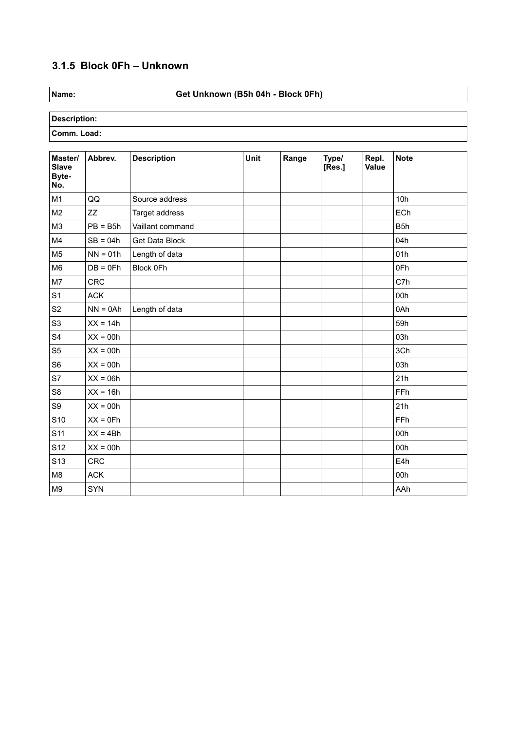### 3.1.5 Block 0Fh – Unknown

| **Name:** | **Get Unknown (B5h 04h - Block 0Fh)** |
|---|---|

| **Description:** |
|---|
| **Comm. Load:** |

| Master/ Slave Byte-No. | Abbrev. | Description | Unit | Range | Type/ [Res.] | Repl. Value | Note |
|---|---|---|---|---|---|---|---|
| M1 | QQ | Source address | | | | | 10h |
| M2 | ZZ | Target address | | | | | ECh |
| M3 | PB = B5h | Vaillant command | | | | | B5h |
| M4 | SB = 04h | Get Data Block | | | | | 04h |
| M5 | NN = 01h | Length of data | | | | | 01h |
| M6 | DB = 0Fh | Block 0Fh | | | | | 0Fh |
| M7 | CRC | | | | | | C7h |
| S1 | ACK | | | | | | 00h |
| S2 | NN = 0Ah | Length of data | | | | | 0Ah |
| S3 | XX = 14h | | | | | | 59h |
| S4 | XX = 00h | | | | | | 03h |
| S5 | XX = 00h | | | | | | 3Ch |
| S6 | XX = 00h | | | | | | 03h |
| S7 | XX = 06h | | | | | | 21h |
| S8 | XX = 16h | | | | | | FFh |
| S9 | XX = 00h | | | | | | 21h |
| S10 | XX = 0Fh | | | | | | FFh |
| S11 | XX = 4Bh | | | | | | 00h |
| S12 | XX = 00h | | | | | | 00h |
| S13 | CRC | | | | | | E4h |
| M8 | ACK | | | | | | 00h |
| M9 | SYN | | | | | | AAh |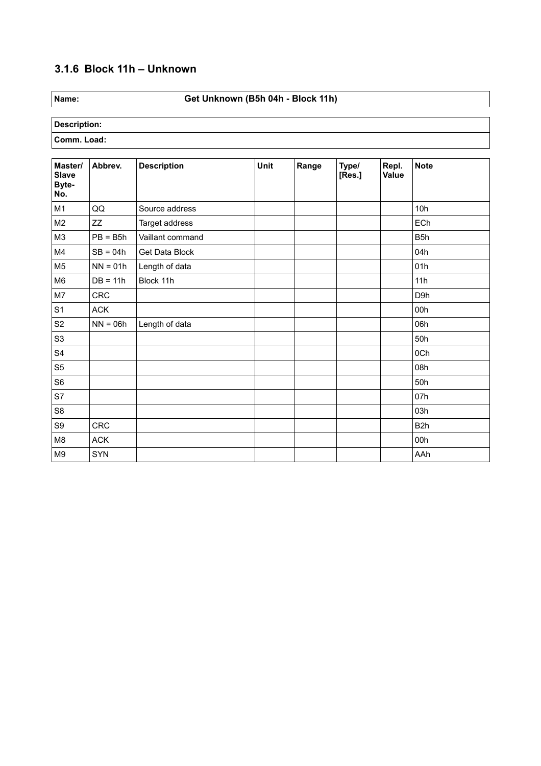### 3.1.6 Block 11h – Unknown

| **Name:** | **Get Unknown (B5h 04h - Block 11h)** |
|---|---|

| |
|---|
| **Description:** |
| **Comm. Load:** |

| Master/ Slave Byte-No. | Abbrev. | Description | Unit | Range | Type/ [Res.] | Repl. Value | Note |
|---|---|---|---|---|---|---|---|
| M1 | QQ | Source address | | | | | 10h |
| M2 | ZZ | Target address | | | | | ECh |
| M3 | PB = B5h | Vaillant command | | | | | B5h |
| M4 | SB = 04h | Get Data Block | | | | | 04h |
| M5 | NN = 01h | Length of data | | | | | 01h |
| M6 | DB = 11h | Block 11h | | | | | 11h |
| M7 | CRC | | | | | | D9h |
| S1 | ACK | | | | | | 00h |
| S2 | NN = 06h | Length of data | | | | | 06h |
| S3 | | | | | | | 50h |
| S4 | | | | | | | 0Ch |
| S5 | | | | | | | 08h |
| S6 | | | | | | | 50h |
| S7 | | | | | | | 07h |
| S8 | | | | | | | 03h |
| S9 | CRC | | | | | | B2h |
| M8 | ACK | | | | | | 00h |
| M9 | SYN | | | | | | AAh |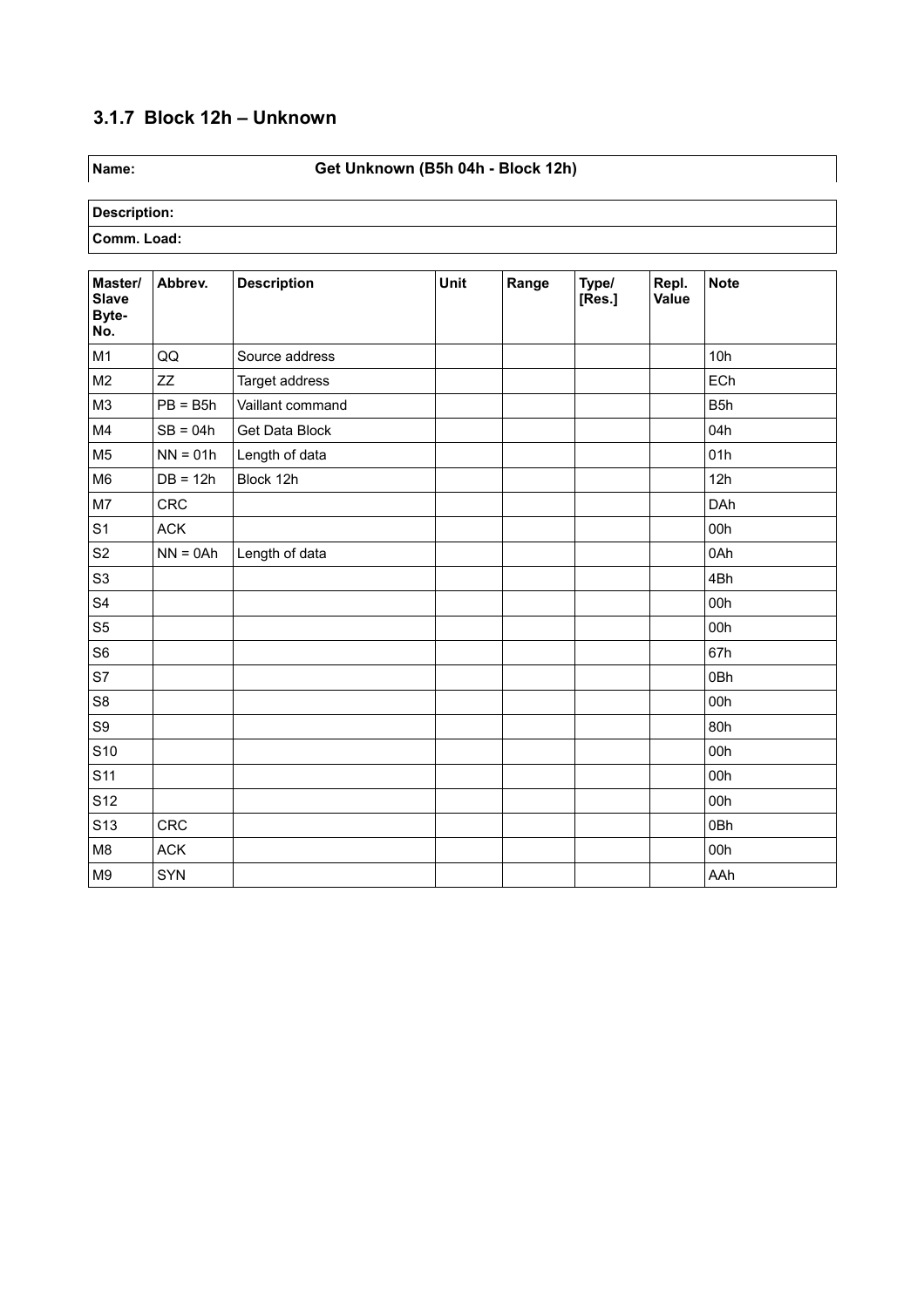### 3.1.7 Block 12h – Unknown

| **Name:** | **Get Unknown (B5h 04h - Block 12h)** |
|---|---|

| **Description:** |
|---|
| **Comm. Load:** |

| Master/ Slave Byte-No. | Abbrev. | Description | Unit | Range | Type/ [Res.] | Repl. Value | Note |
|---|---|---|---|---|---|---|---|
| M1 | QQ | Source address | | | | | 10h |
| M2 | ZZ | Target address | | | | | ECh |
| M3 | PB = B5h | Vaillant command | | | | | B5h |
| M4 | SB = 04h | Get Data Block | | | | | 04h |
| M5 | NN = 01h | Length of data | | | | | 01h |
| M6 | DB = 12h | Block 12h | | | | | 12h |
| M7 | CRC | | | | | | DAh |
| S1 | ACK | | | | | | 00h |
| S2 | NN = 0Ah | Length of data | | | | | 0Ah |
| S3 | | | | | | | 4Bh |
| S4 | | | | | | | 00h |
| S5 | | | | | | | 00h |
| S6 | | | | | | | 67h |
| S7 | | | | | | | 0Bh |
| S8 | | | | | | | 00h |
| S9 | | | | | | | 80h |
| S10 | | | | | | | 00h |
| S11 | | | | | | | 00h |
| S12 | | | | | | | 00h |
| S13 | CRC | | | | | | 0Bh |
| M8 | ACK | | | | | | 00h |
| M9 | SYN | | | | | | AAh |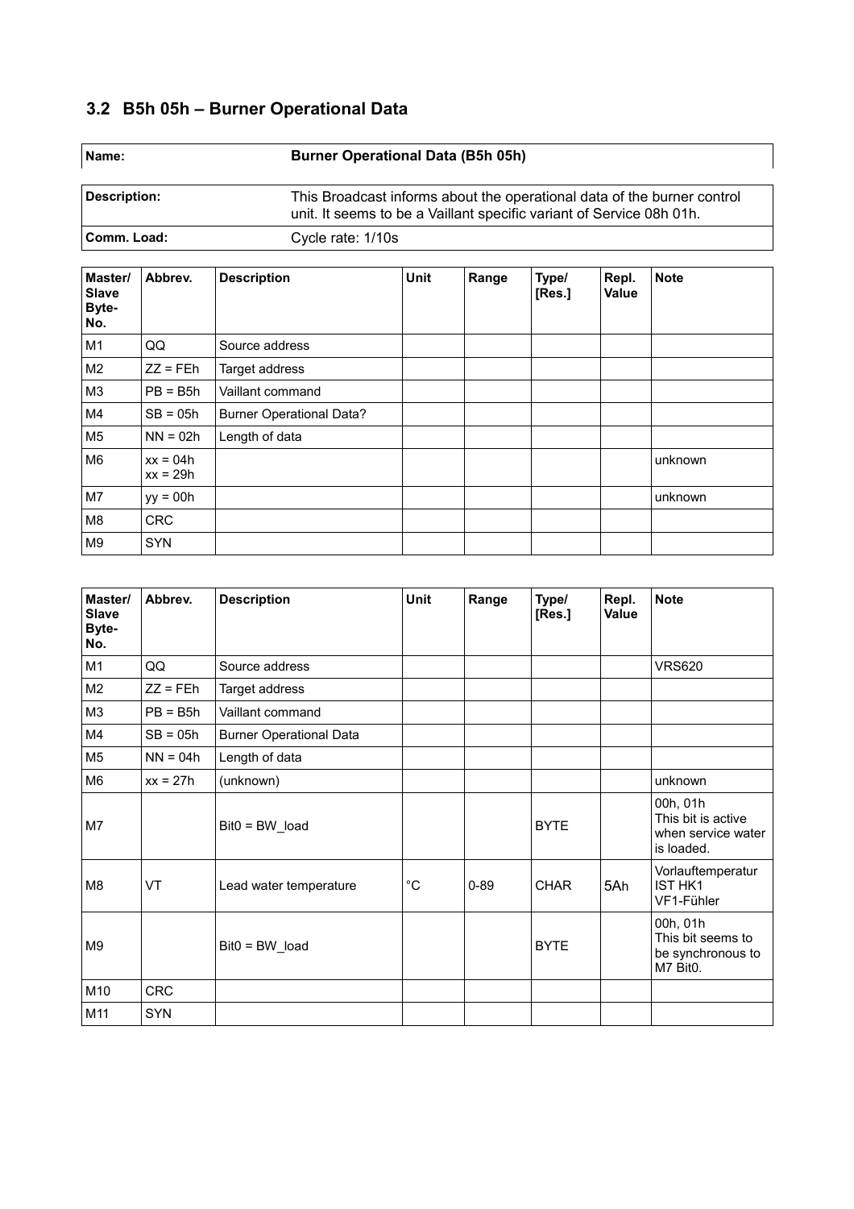## 3.2 B5h 05h – Burner Operational Data

| Name: | Burner Operational Data (B5h 05h) |
|---|---|

| Description: | This Broadcast informs about the operational data of the burner control unit. It seems to be a Vaillant specific variant of Service 08h 01h. |
|---|---|
| Comm. Load: | Cycle rate: 1/10s |

| Master/ Slave Byte-No. | Abbrev. | Description | Unit | Range | Type/ [Res.] | Repl. Value | Note |
|---|---|---|---|---|---|---|---|
| M1 | QQ | Source address | | | | | |
| M2 | ZZ = FEh | Target address | | | | | |
| M3 | PB = B5h | Vaillant command | | | | | |
| M4 | SB = 05h | Burner Operational Data? | | | | | |
| M5 | NN = 02h | Length of data | | | | | |
| M6 | xx = 04h<br>xx = 29h | | | | | | unknown |
| M7 | yy = 00h | | | | | | unknown |
| M8 | CRC | | | | | | |
| M9 | SYN | | | | | | |

| Master/ Slave Byte-No. | Abbrev. | Description | Unit | Range | Type/ [Res.] | Repl. Value | Note |
|---|---|---|---|---|---|---|---|
| M1 | QQ | Source address | | | | | VRS620 |
| M2 | ZZ = FEh | Target address | | | | | |
| M3 | PB = B5h | Vaillant command | | | | | |
| M4 | SB = 05h | Burner Operational Data | | | | | |
| M5 | NN = 04h | Length of data | | | | | |
| M6 | xx = 27h | (unknown) | | | | | unknown |
| M7 | | Bit0 = BW_load | | | BYTE | | 00h, 01h<br>This bit is active when service water is loaded. |
| M8 | VT | Lead water temperature | °C | 0-89 | CHAR | 5Ah | Vorlauftemperatur IST HK1<br>VF1-Fühler |
| M9 | | Bit0 = BW_load | | | BYTE | | 00h, 01h<br>This bit seems to be synchronous to M7 Bit0. |
| M10 | CRC | | | | | | |
| M11 | SYN | | | | | | |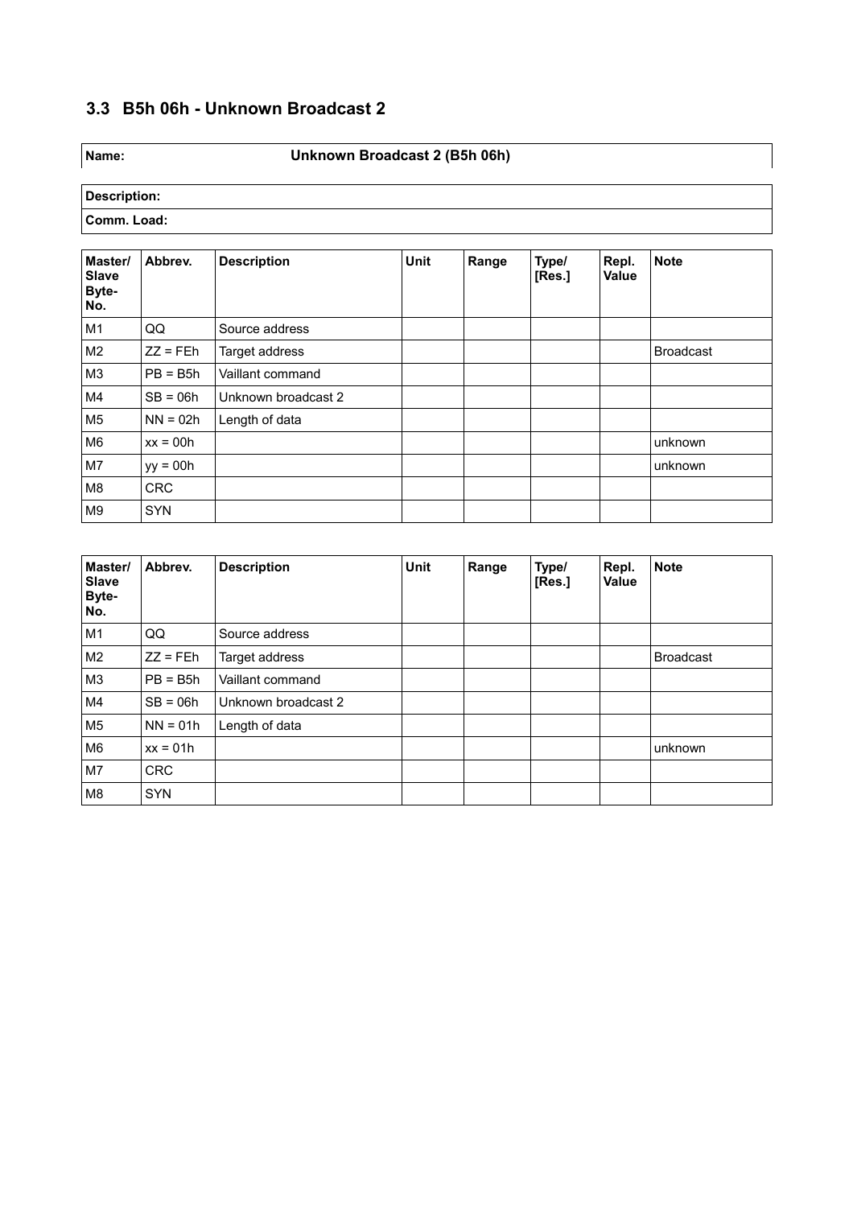### 3.3 B5h 06h - Unknown Broadcast 2

| Name: | Unknown Broadcast 2 (B5h 06h) |
|---|---|

| Description: |
|---|
| Comm. Load: |

| Master/ Slave Byte-No. | Abbrev. | Description | Unit | Range | Type/ [Res.] | Repl. Value | Note |
|---|---|---|---|---|---|---|---|
| M1 | QQ | Source address | | | | | |
| M2 | ZZ = FEh | Target address | | | | | Broadcast |
| M3 | PB = B5h | Vaillant command | | | | | |
| M4 | SB = 06h | Unknown broadcast 2 | | | | | |
| M5 | NN = 02h | Length of data | | | | | |
| M6 | xx = 00h | | | | | | unknown |
| M7 | yy = 00h | | | | | | unknown |
| M8 | CRC | | | | | | |
| M9 | SYN | | | | | | |

| Master/ Slave Byte-No. | Abbrev. | Description | Unit | Range | Type/ [Res.] | Repl. Value | Note |
|---|---|---|---|---|---|---|---|
| M1 | QQ | Source address | | | | | |
| M2 | ZZ = FEh | Target address | | | | | Broadcast |
| M3 | PB = B5h | Vaillant command | | | | | |
| M4 | SB = 06h | Unknown broadcast 2 | | | | | |
| M5 | NN = 01h | Length of data | | | | | |
| M6 | xx = 01h | | | | | | unknown |
| M7 | CRC | | | | | | |
| M8 | SYN | | | | | | |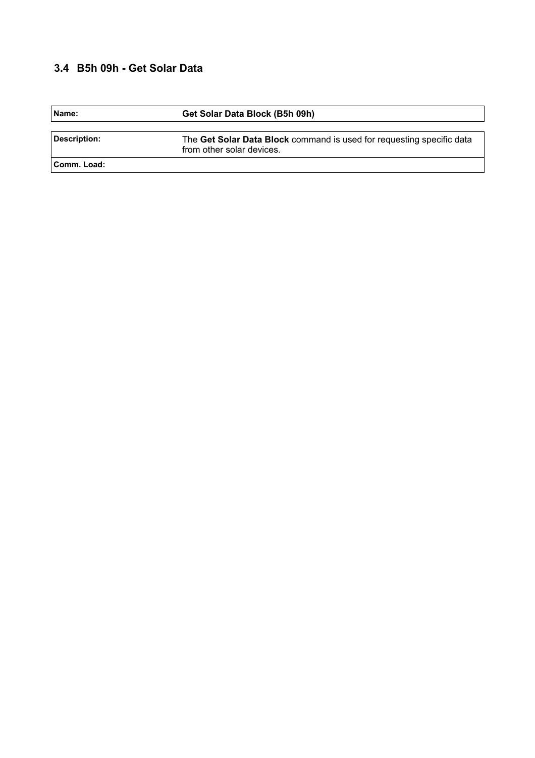### 3.4 B5h 09h - Get Solar Data

| Name: | Get Solar Data Block (B5h 09h) |
|---|---|

| Description: | The **Get Solar Data Block** command is used for requesting specific data from other solar devices. |
|---|---|
| Comm. Load: | |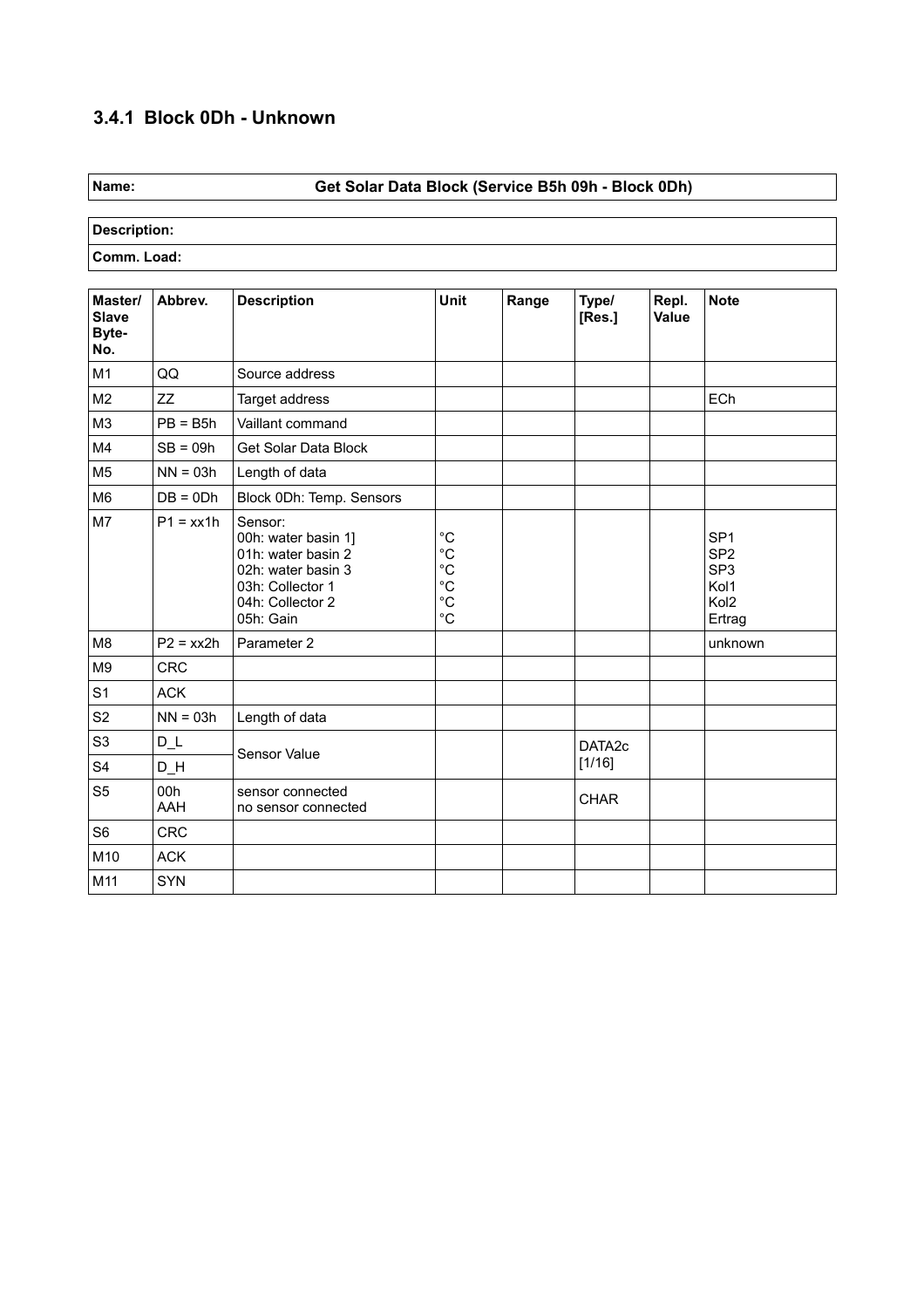### 3.4.1 Block 0Dh - Unknown

| **Name:** | **Get Solar Data Block (Service B5h 09h - Block 0Dh)** |
|---|---|

| **Description:** |
|---|
| **Comm. Load:** |

| Master/ Slave Byte-No. | Abbrev. | Description | Unit | Range | Type/ [Res.] | Repl. Value | Note |
|---|---|---|---|---|---|---|---|
| M1 | QQ | Source address | | | | | |
| M2 | ZZ | Target address | | | | | ECh |
| M3 | PB = B5h | Vaillant command | | | | | |
| M4 | SB = 09h | Get Solar Data Block | | | | | |
| M5 | NN = 03h | Length of data | | | | | |
| M6 | DB = 0Dh | Block 0Dh: Temp. Sensors | | | | | |
| M7 | P1 = xx1h | Sensor:<br>00h: water basin 1]<br>01h: water basin 2<br>02h: water basin 3<br>03h: Collector 1<br>04h: Collector 2<br>05h: Gain | <br>°C<br>°C<br>°C<br>°C<br>°C<br>°C | | | | <br>SP1<br>SP2<br>SP3<br>Kol1<br>Kol2<br>Ertrag |
| M8 | P2 = xx2h | Parameter 2 | | | | | unknown |
| M9 | CRC | | | | | | |
| S1 | ACK | | | | | | |
| S2 | NN = 03h | Length of data | | | | | |
| S3 | D_L | Sensor Value | | | DATA2c [1/16] | | |
| S4 | D_H | | | | | | |
| S5 | 00h<br>AAH | sensor connected<br>no sensor connected | | | CHAR | | |
| S6 | CRC | | | | | | |
| M10 | ACK | | | | | | |
| M11 | SYN | | | | | | |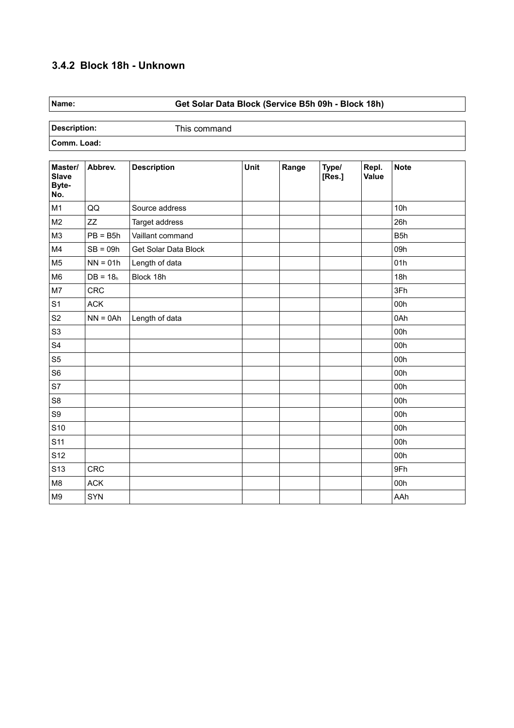### 3.4.2 Block 18h - Unknown

| **Name:** | **Get Solar Data Block (Service B5h 09h - Block 18h)** |
|---|---|

| **Description:** | This command |
|---|---|
| **Comm. Load:** | |

| Master/ Slave Byte-No. | Abbrev. | Description | Unit | Range | Type/ [Res.] | Repl. Value | Note |
|---|---|---|---|---|---|---|---|
| M1 | QQ | Source address | | | | | 10h |
| M2 | ZZ | Target address | | | | | 26h |
| M3 | PB = B5h | Vaillant command | | | | | B5h |
| M4 | SB = 09h | Get Solar Data Block | | | | | 09h |
| M5 | NN = 01h | Length of data | | | | | 01h |
| M6 | DB = $18_h$ | Block 18h | | | | | 18h |
| M7 | CRC | | | | | | 3Fh |
| S1 | ACK | | | | | | 00h |
| S2 | NN = 0Ah | Length of data | | | | | 0Ah |
| S3 | | | | | | | 00h |
| S4 | | | | | | | 00h |
| S5 | | | | | | | 00h |
| S6 | | | | | | | 00h |
| S7 | | | | | | | 00h |
| S8 | | | | | | | 00h |
| S9 | | | | | | | 00h |
| S10 | | | | | | | 00h |
| S11 | | | | | | | 00h |
| S12 | | | | | | | 00h |
| S13 | CRC | | | | | | 9Fh |
| M8 | ACK | | | | | | 00h |
| M9 | SYN | | | | | | AAh |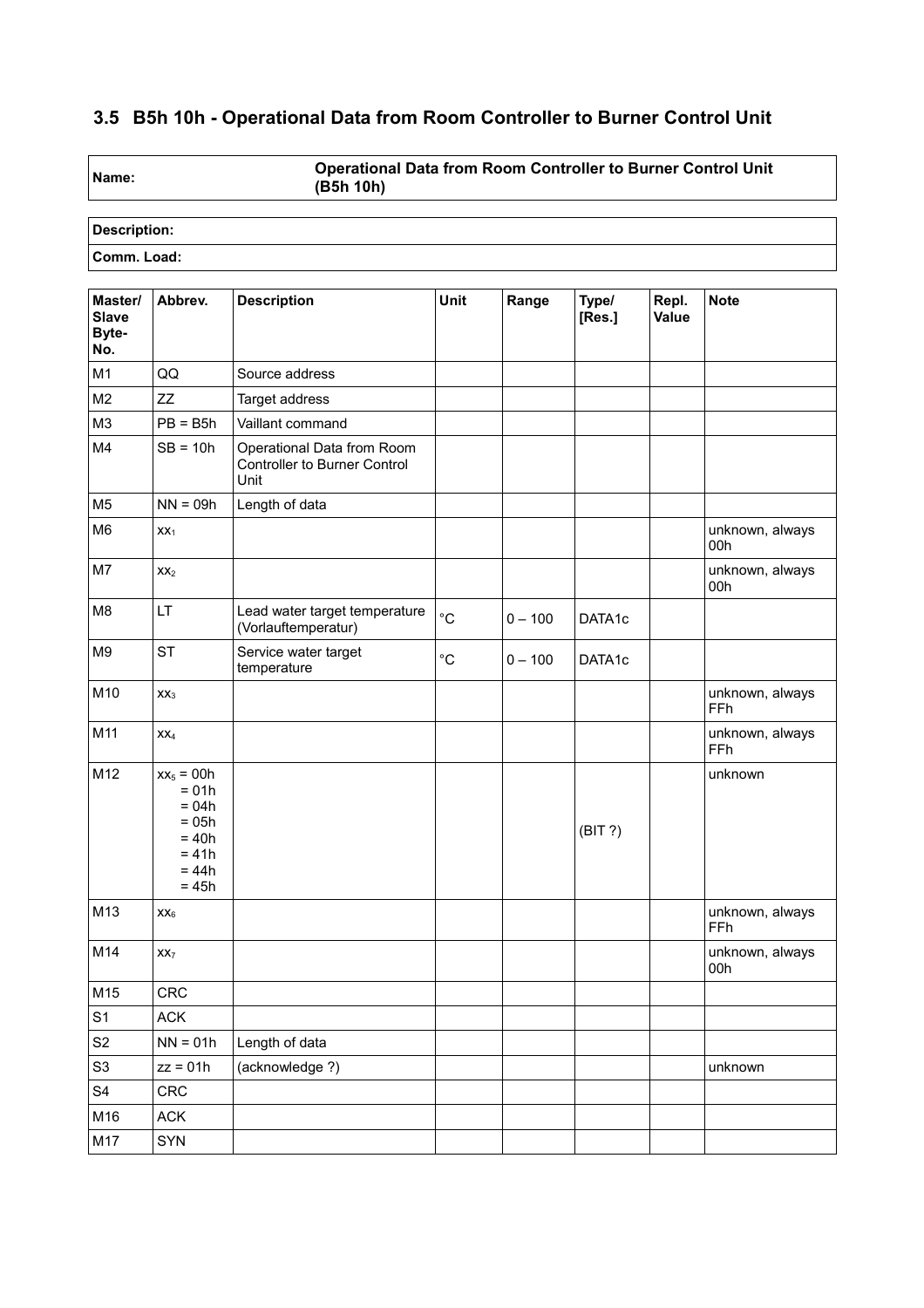### 3.5 B5h 10h - Operational Data from Room Controller to Burner Control Unit

| Name: | Operational Data from Room Controller to Burner Control Unit (B5h 10h) |
|---|---|

| Description: |
|---|
| Comm. Load: |

| Master/ Slave Byte-No. | Abbrev. | Description | Unit | Range | Type/ [Res.] | Repl. Value | Note |
|---|---|---|---|---|---|---|---|
| M1 | QQ | Source address | | | | | |
| M2 | ZZ | Target address | | | | | |
| M3 | PB = B5h | Vaillant command | | | | | |
| M4 | SB = 10h | Operational Data from Room Controller to Burner Control Unit | | | | | |
| M5 | NN = 09h | Length of data | | | | | |
| M6 | $xx_1$ | | | | | | unknown, always 00h |
| M7 | $xx_2$ | | | | | | unknown, always 00h |
| M8 | LT | Lead water target temperature (Vorlauftemperatur) | °C | 0 – 100 | DATA1c | | |
| M9 | ST | Service water target temperature | °C | 0 – 100 | DATA1c | | |
| M10 | $xx_3$ | | | | | | unknown, always FFh |
| M11 | $xx_4$ | | | | | | unknown, always FFh |
| M12 | $xx_5$ = 00h<br>= 01h<br>= 04h<br>= 05h<br>= 40h<br>= 41h<br>= 44h<br>= 45h | | | | (BIT ?) | | unknown |
| M13 | $xx_6$ | | | | | | unknown, always FFh |
| M14 | $xx_7$ | | | | | | unknown, always 00h |
| M15 | CRC | | | | | | |
| S1 | ACK | | | | | | |
| S2 | NN = 01h | Length of data | | | | | |
| S3 | zz = 01h | (acknowledge ?) | | | | | unknown |
| S4 | CRC | | | | | | |
| M16 | ACK | | | | | | |
| M17 | SYN | | | | | | |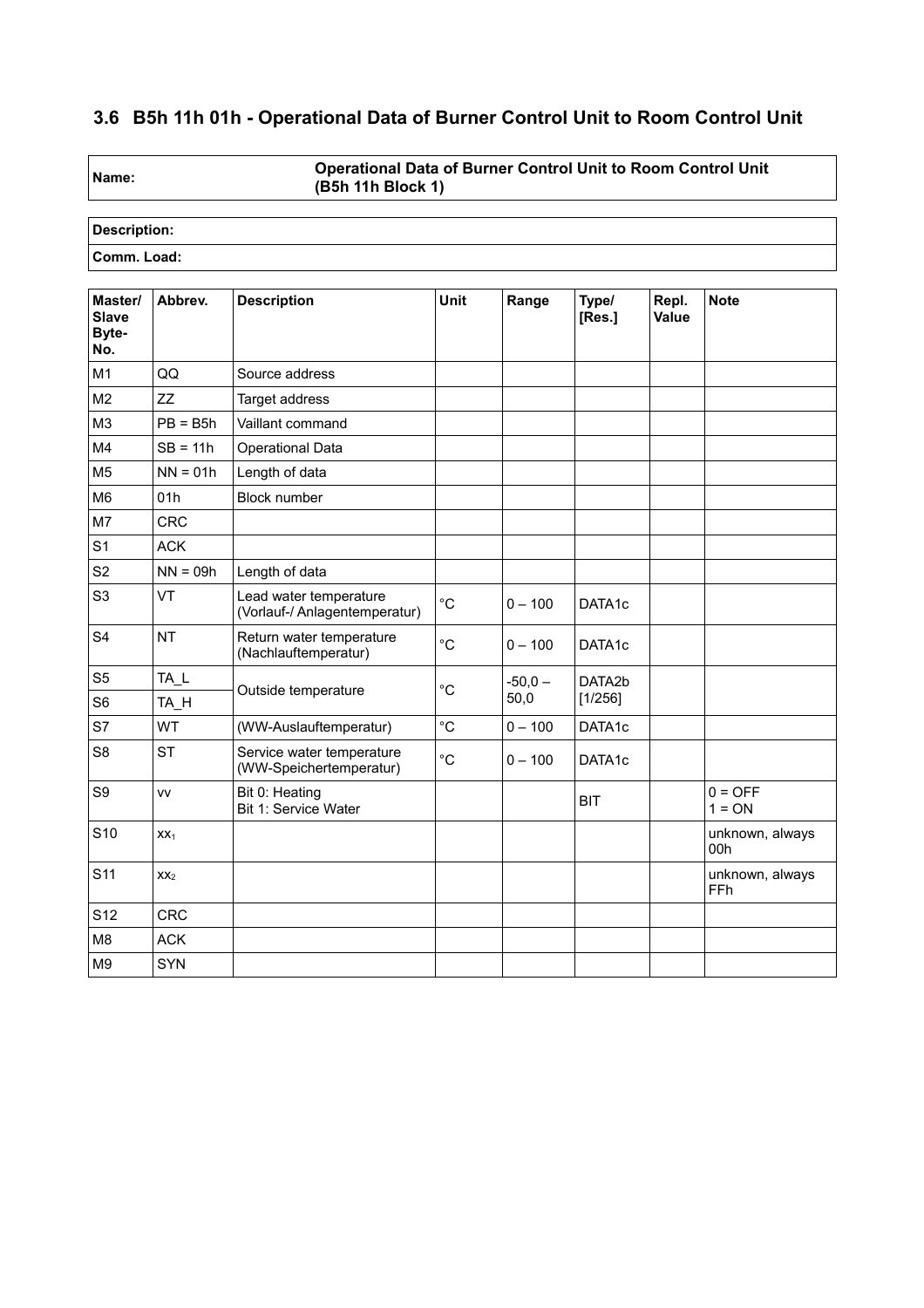## 3.6 B5h 11h 01h - Operational Data of Burner Control Unit to Room Control Unit

| Name: | Operational Data of Burner Control Unit to Room Control Unit (B5h 11h Block 1) |
|---|---|

| Description: |
|---|
| Comm. Load: |

| Master/ Slave Byte-No. | Abbrev. | Description | Unit | Range | Type/ [Res.] | Repl. Value | Note |
|---|---|---|---|---|---|---|---|
| M1 | QQ | Source address | | | | | |
| M2 | ZZ | Target address | | | | | |
| M3 | PB = B5h | Vaillant command | | | | | |
| M4 | SB = 11h | Operational Data | | | | | |
| M5 | NN = 01h | Length of data | | | | | |
| M6 | 01h | Block number | | | | | |
| M7 | CRC | | | | | | |
| S1 | ACK | | | | | | |
| S2 | NN = 09h | Length of data | | | | | |
| S3 | VT | Lead water temperature (Vorlauf-/ Anlagentemperatur) | °C | 0 – 100 | DATA1c | | |
| S4 | NT | Return water temperature (Nachlauftemperatur) | °C | 0 – 100 | DATA1c | | |
| S5 | TA_L | Outside temperature | °C | -50,0 – 50,0 | DATA2b [1/256] | | |
| S6 | TA_H | | | | | | |
| S7 | WT | (WW-Auslauftemperatur) | °C | 0 – 100 | DATA1c | | |
| S8 | ST | Service water temperature (WW-Speichertemperatur) | °C | 0 – 100 | DATA1c | | |
| S9 | vv | Bit 0: Heating<br>Bit 1: Service Water | | | BIT | | 0 = OFF<br>1 = ON |
| S10 | $xx_1$ | | | | | | unknown, always 00h |
| S11 | $xx_2$ | | | | | | unknown, always FFh |
| S12 | CRC | | | | | | |
| M8 | ACK | | | | | | |
| M9 | SYN | | | | | | |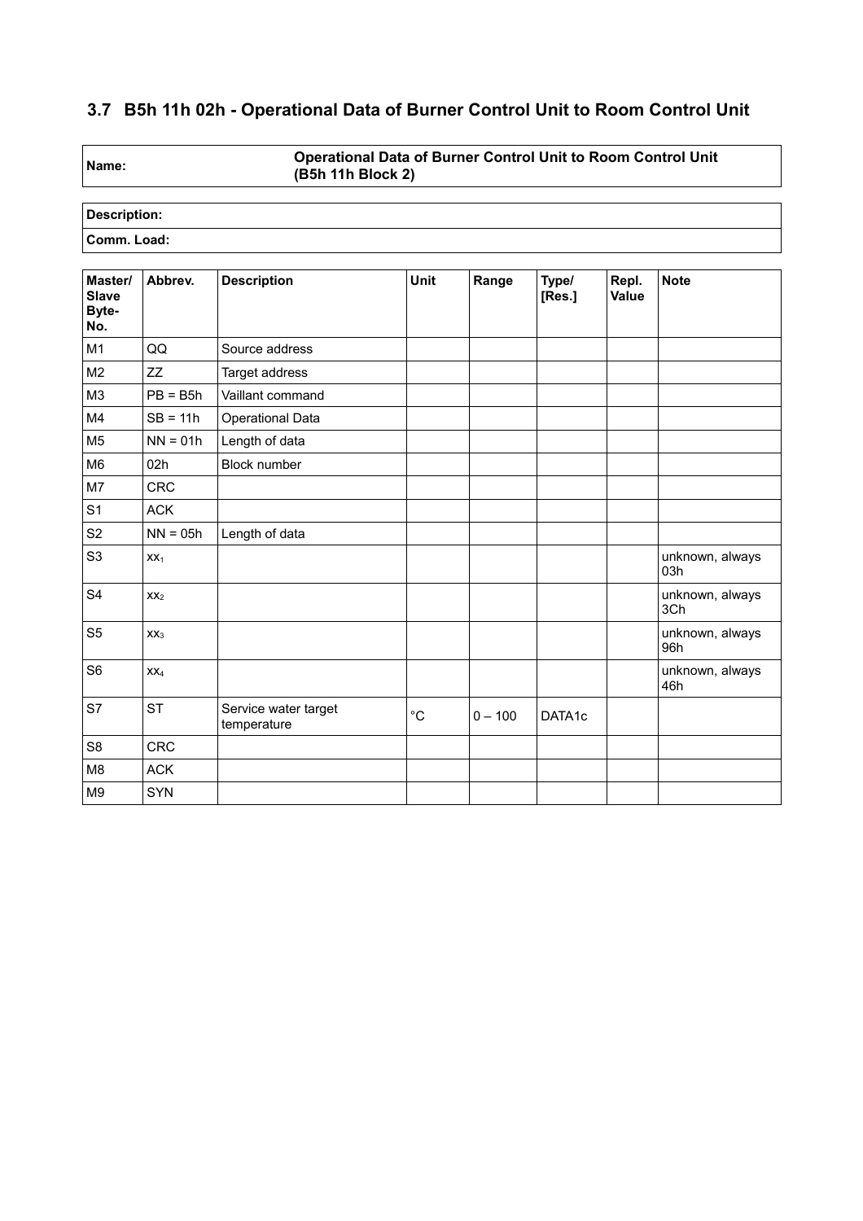## 3.7 B5h 11h 02h - Operational Data of Burner Control Unit to Room Control Unit

| Name: | Operational Data of Burner Control Unit to Room Control Unit (B5h 11h Block 2) |
|---|---|

| Description: |
|---|
| Comm. Load: |

| Master/ Slave Byte-No. | Abbrev. | Description | Unit | Range | Type/ [Res.] | Repl. Value | Note |
|---|---|---|---|---|---|---|---|
| M1 | QQ | Source address | | | | | |
| M2 | ZZ | Target address | | | | | |
| M3 | PB = B5h | Vaillant command | | | | | |
| M4 | SB = 11h | Operational Data | | | | | |
| M5 | NN = 01h | Length of data | | | | | |
| M6 | 02h | Block number | | | | | |
| M7 | CRC | | | | | | |
| S1 | ACK | | | | | | |
| S2 | NN = 05h | Length of data | | | | | |
| S3 | $xx_1$ | | | | | | unknown, always 03h |
| S4 | $xx_2$ | | | | | | unknown, always 3Ch |
| S5 | $xx_3$ | | | | | | unknown, always 96h |
| S6 | $xx_4$ | | | | | | unknown, always 46h |
| S7 | ST | Service water target temperature | °C | 0 – 100 | DATA1c | | |
| S8 | CRC | | | | | | |
| M8 | ACK | | | | | | |
| M9 | SYN | | | | | | |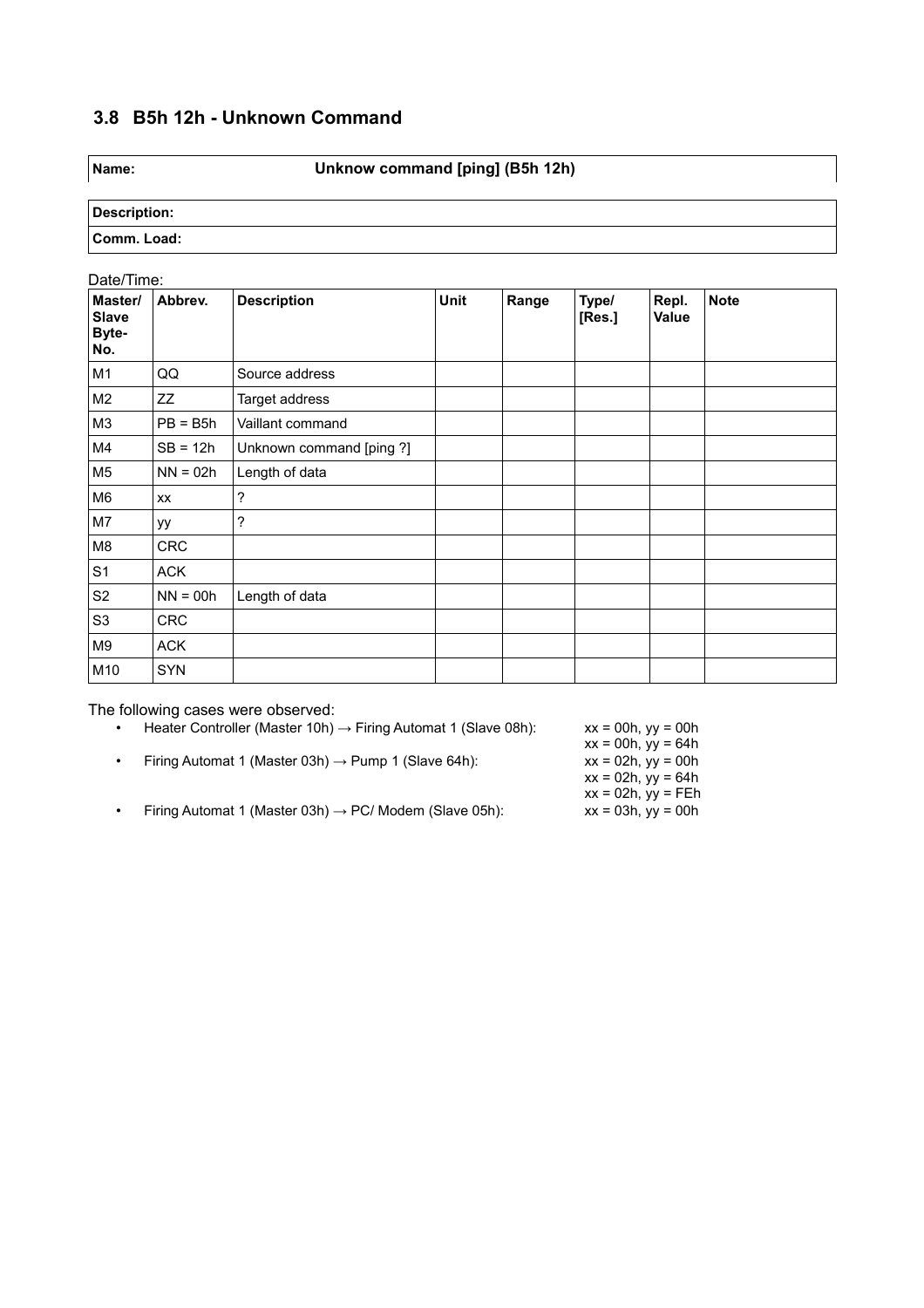### 3.8 B5h 12h - Unknown Command

| **Name:** | **Unknow command [ping] (B5h 12h)** |
|---|---|

| **Description:** |
|---|
| **Comm. Load:** |

Date/Time:

| Master/ Slave Byte-No. | Abbrev. | Description | Unit | Range | Type/ [Res.] | Repl. Value | Note |
|---|---|---|---|---|---|---|---|
| M1 | QQ | Source address | | | | | |
| M2 | ZZ | Target address | | | | | |
| M3 | PB = B5h | Vaillant command | | | | | |
| M4 | SB = 12h | Unknown command [ping ?] | | | | | |
| M5 | NN = 02h | Length of data | | | | | |
| M6 | xx | ? | | | | | |
| M7 | yy | ? | | | | | |
| M8 | CRC | | | | | | |
| S1 | ACK | | | | | | |
| S2 | NN = 00h | Length of data | | | | | |
| S3 | CRC | | | | | | |
| M9 | ACK | | | | | | |
| M10 | SYN | | | | | | |

The following cases were observed:

- Heater Controller (Master 10h) → Firing Automat 1 (Slave 08h): xx = 00h, yy = 00h
  xx = 00h, yy = 64h
- Firing Automat 1 (Master 03h) → Pump 1 (Slave 64h): xx = 02h, yy = 00h
  xx = 02h, yy = 64h
  xx = 02h, yy = FEh
- Firing Automat 1 (Master 03h) → PC/ Modem (Slave 05h): xx = 03h, yy = 00h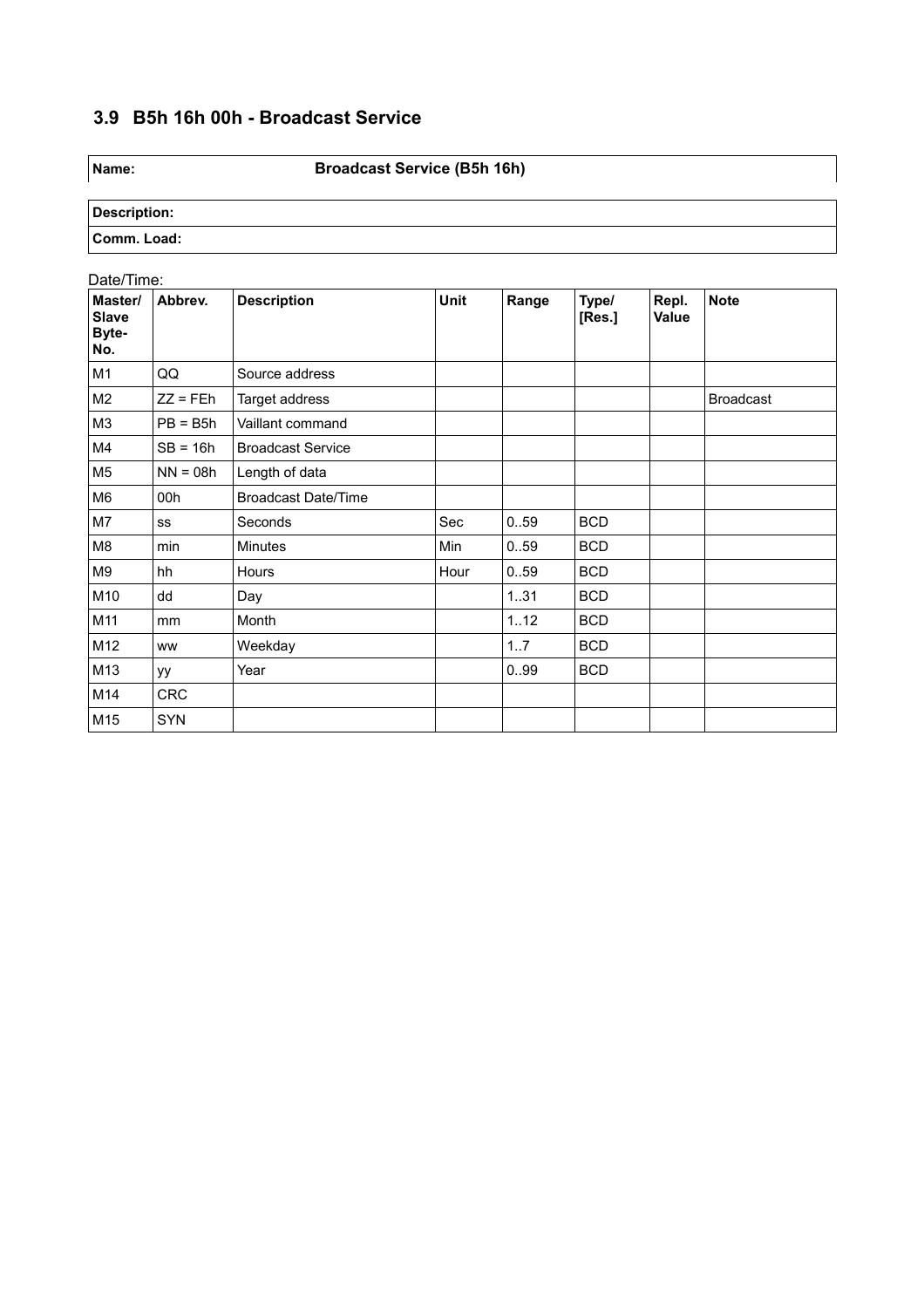## 3.9 B5h 16h 00h - Broadcast Service

| **Name:** | **Broadcast Service (B5h 16h)** |
|---|---|

| **Description:** |
|---|
| **Comm. Load:** |

Date/Time:

| Master/ Slave Byte-No. | Abbrev. | Description | Unit | Range | Type/ [Res.] | Repl. Value | Note |
|---|---|---|---|---|---|---|---|
| M1 | QQ | Source address | | | | | |
| M2 | ZZ = FEh | Target address | | | | | Broadcast |
| M3 | PB = B5h | Vaillant command | | | | | |
| M4 | SB = 16h | Broadcast Service | | | | | |
| M5 | NN = 08h | Length of data | | | | | |
| M6 | 00h | Broadcast Date/Time | | | | | |
| M7 | ss | Seconds | Sec | 0..59 | BCD | | |
| M8 | min | Minutes | Min | 0..59 | BCD | | |
| M9 | hh | Hours | Hour | 0..59 | BCD | | |
| M10 | dd | Day | | 1..31 | BCD | | |
| M11 | mm | Month | | 1..12 | BCD | | |
| M12 | ww | Weekday | | 1..7 | BCD | | |
| M13 | yy | Year | | 0..99 | BCD | | |
| M14 | CRC | | | | | | |
| M15 | SYN | | | | | | |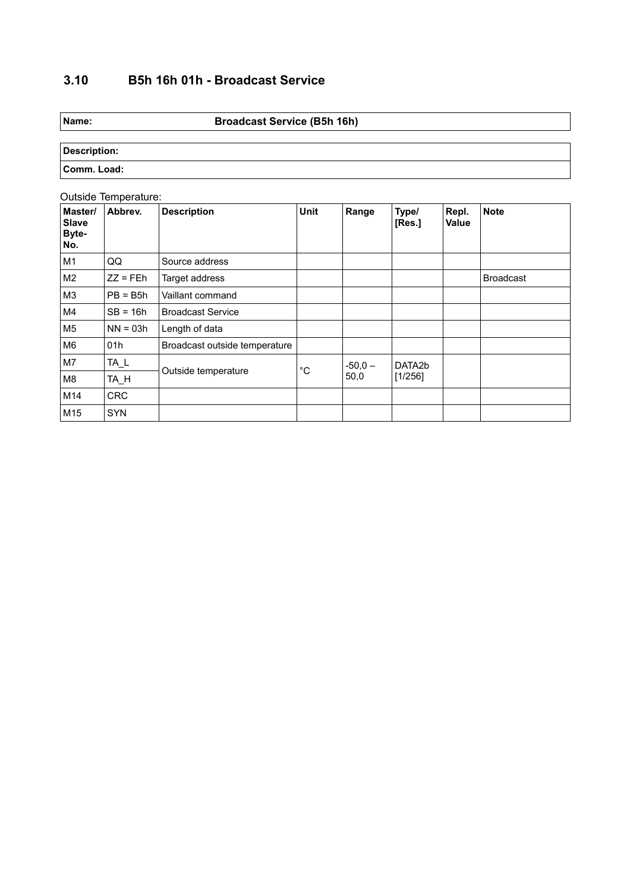## 3.10 B5h 16h 01h - Broadcast Service

| **Name:** | **Broadcast Service (B5h 16h)** |
|---|---|

| **Description:** |
|---|
| **Comm. Load:** |

Outside Temperature:

| Master/ Slave Byte-No. | Abbrev. | Description | Unit | Range | Type/ [Res.] | Repl. Value | Note |
|---|---|---|---|---|---|---|---|
| M1 | QQ | Source address | | | | | |
| M2 | ZZ = FEh | Target address | | | | | Broadcast |
| M3 | PB = B5h | Vaillant command | | | | | |
| M4 | SB = 16h | Broadcast Service | | | | | |
| M5 | NN = 03h | Length of data | | | | | |
| M6 | 01h | Broadcast outside temperature | | | | | |
| M7 | TA_L | Outside temperature | °C | -50,0 – 50,0 | DATA2b [1/256] | | |
| M8 | TA_H | | | | | | |
| M14 | CRC | | | | | | |
| M15 | SYN | | | | | | |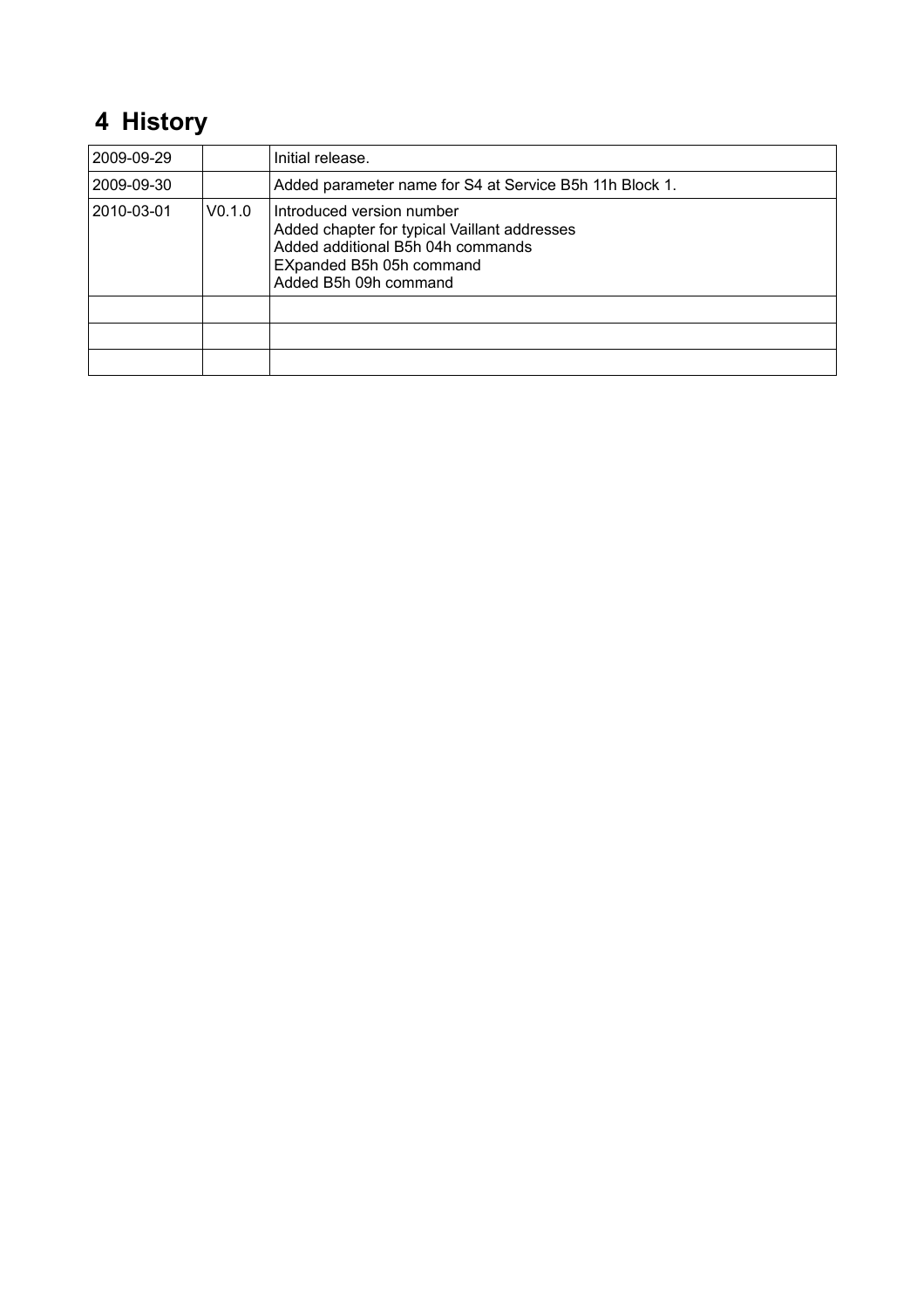# 4 History

| | | |
|---|---|---|
| 2009-09-29 | | Initial release. |
| 2009-09-30 | | Added parameter name for S4 at Service B5h 11h Block 1. |
| 2010-03-01 | V0.1.0 | Introduced version number<br>Added chapter for typical Vaillant addresses<br>Added additional B5h 04h commands<br>EXpanded B5h 05h command<br>Added B5h 09h command |
| | | |
| | | |
| | | |